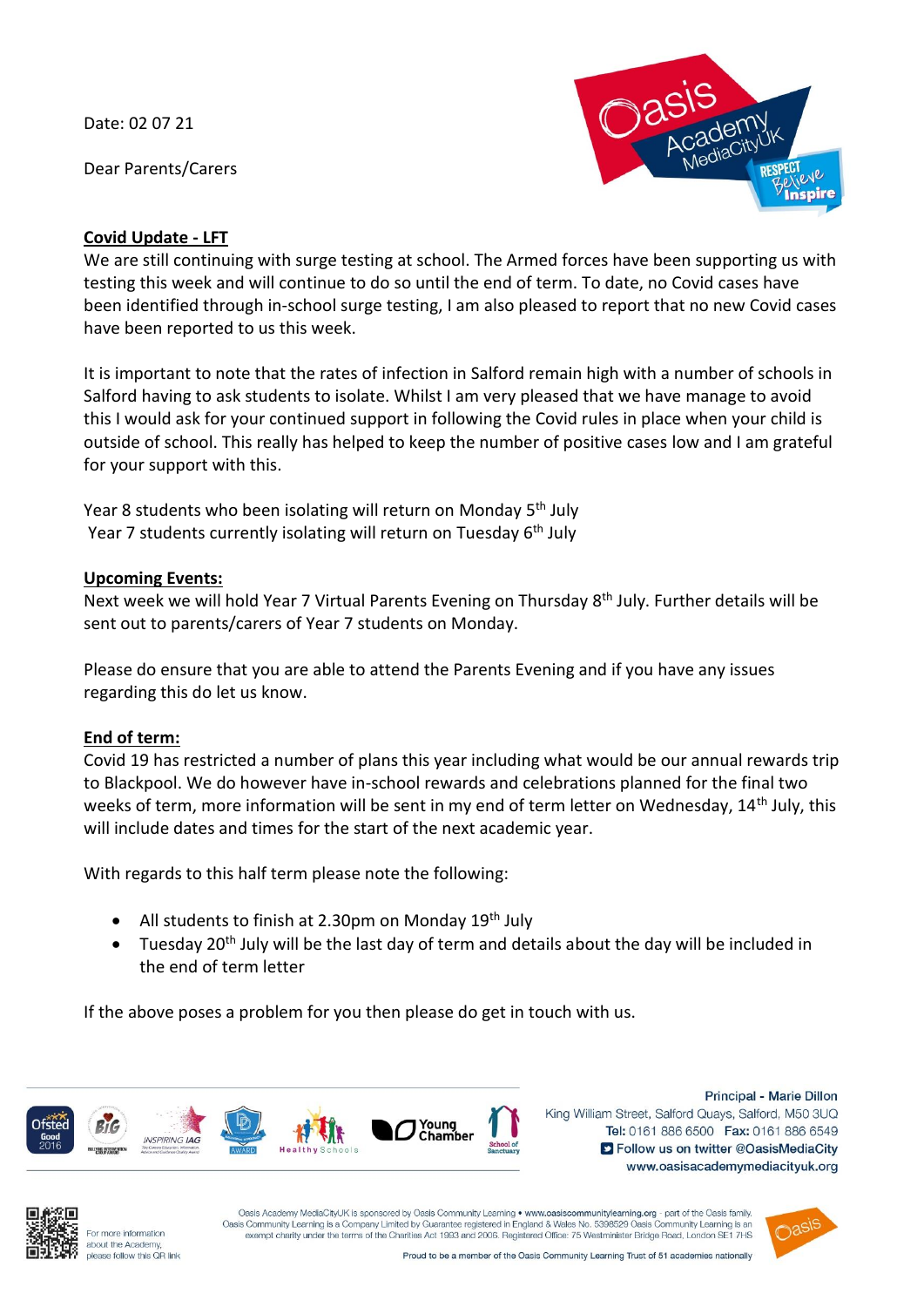Date: 02 07 21

Dear Parents/Carers

**Covid Update - LFT**

We are still continuing with surge testing at school. The Armed forces have been supporting us with testing this week and will continue to do so until the end of term. To date, no Covid cases have been identified through in-school surge testing, I am also pleased to report that no new Covid cases have been reported to us this week.

It is important to note that the rates of infection in Salford remain high with a number of schools in Salford having to ask students to isolate. Whilst I am very pleased that we have manage to avoid this I would ask for your continued support in following the Covid rules in place when your child is outside of school. This really has helped to keep the number of positive cases low and I am grateful for your support with this.

Year 8 students who been isolating will return on Monday 5th July
Year 7 students currently isolating will return on Tuesday 6th July

**Upcoming Events:**

Next week we will hold Year 7 Virtual Parents Evening on Thursday 8th July. Further details will be sent out to parents/carers of Year 7 students on Monday.

Please do ensure that you are able to attend the Parents Evening and if you have any issues regarding this do let us know.

**End of term:**

Covid 19 has restricted a number of plans this year including what would be our annual rewards trip to Blackpool. We do however have in-school rewards and celebrations planned for the final two weeks of term, more information will be sent in my end of term letter on Wednesday, 14th July, this will include dates and times for the start of the next academic year.

With regards to this half term please note the following:

- All students to finish at 2.30pm on Monday 19th July
- Tuesday 20th July will be the last day of term and details about the day will be included in the end of term letter

If the above poses a problem for you then please do get in touch with us.

Principal - Marie Dillon
King William Street, Salford Quays, Salford, M50 3UQ
Tel: 0161 886 6500 Fax: 0161 886 6549
Follow us on twitter @OasisMediaCity
www.oasisacademymediacityuk.org

For more information about the Academy, please follow this QR link

Oasis Academy MediaCityUK is sponsored by Oasis Community Learning • www.oasiscommunitylearning.org - part of the Oasis family. Oasis Community Learning is a Company Limited by Guarantee registered in England & Wales No. 5398529 Oasis Community Learning is an exempt charity under the terms of the Charities Act 1993 and 2006. Registered Office: 75 Westminster Bridge Road, London SE1 7HS

Proud to be a member of the Oasis Community Learning Trust of 51 academies nationally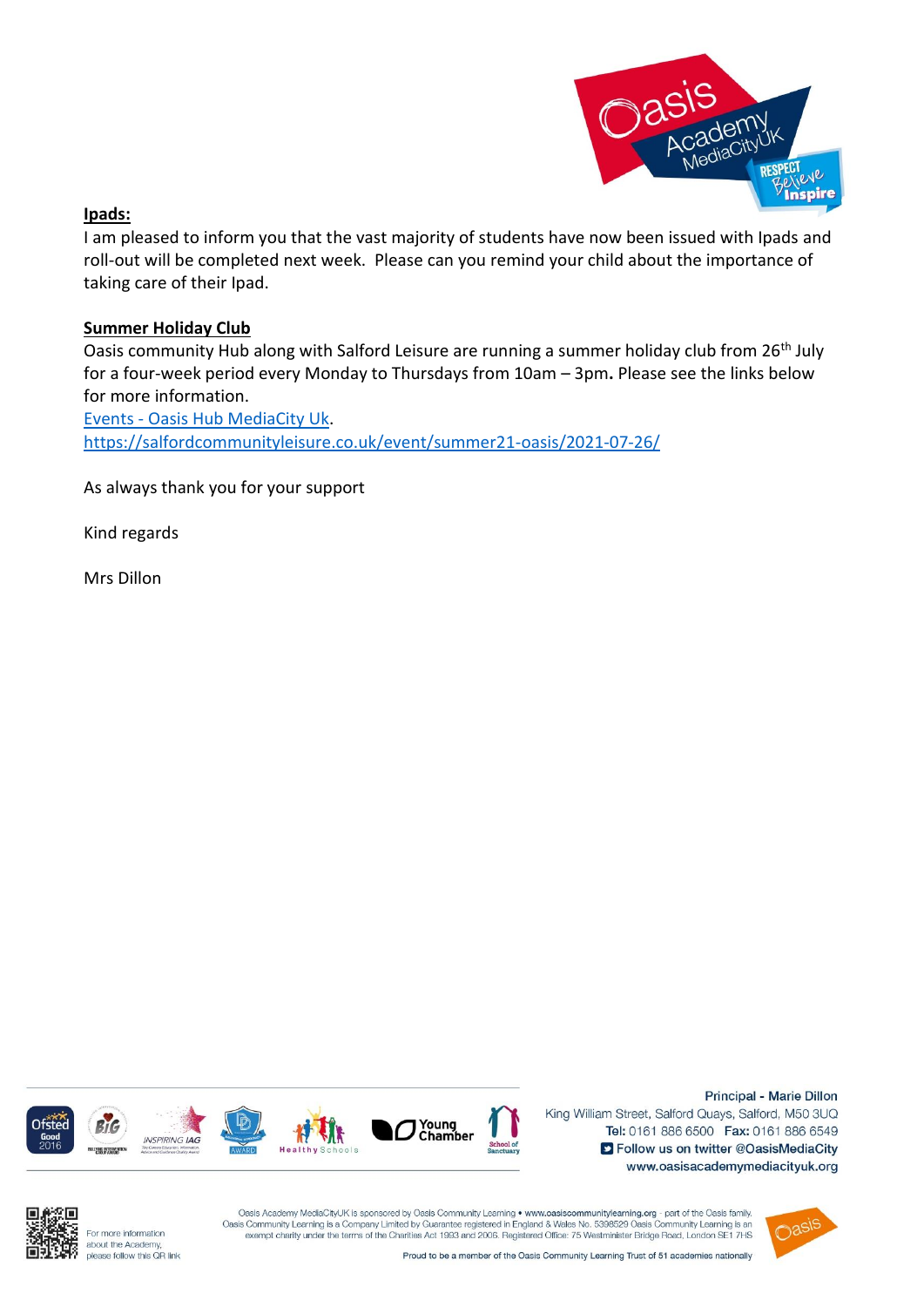**Ipads:**

I am pleased to inform you that the vast majority of students have now been issued with Ipads and roll-out will be completed next week. Please can you remind your child about the importance of taking care of their Ipad.

**Summer Holiday Club**

Oasis community Hub along with Salford Leisure are running a summer holiday club from 26th July for a four-week period every Monday to Thursdays from 10am – 3pm**.** Please see the links below for more information.

Events - Oasis Hub MediaCity Uk.

https://salfordcommunityleisure.co.uk/event/summer21-oasis/2021-07-26/

As always thank you for your support

Kind regards

Mrs Dillon

Principal - Marie Dillon
King William Street, Salford Quays, Salford, M50 3UQ
**Tel:** 0161 886 6500 **Fax:** 0161 886 6549
Follow us on twitter @OasisMediaCity
www.oasisacademymediacityuk.org

For more information about the Academy, please follow this QR link

Oasis Academy MediaCityUK is sponsored by Oasis Community Learning • www.oasiscommunitylearning.org - part of the Oasis family. Oasis Community Learning is a Company Limited by Guarantee registered in England & Wales No. 5398529 Oasis Community Learning is an exempt charity under the terms of the Charities Act 1993 and 2006. Registered Office: 75 Westminster Bridge Road, London SE1 7HS

Proud to be a member of the Oasis Community Learning Trust of 51 academies nationally